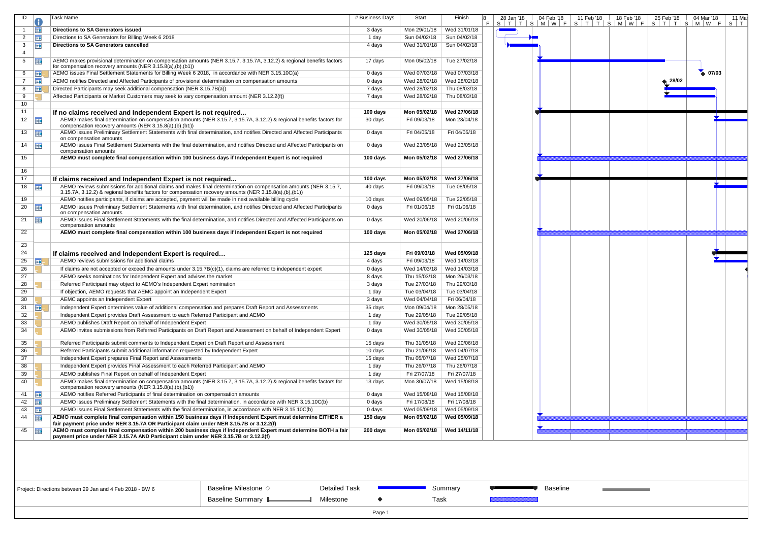| ID | Task Name | # Business Days | Start | Finish |
| --- | --- | --- | --- | --- |
| 1 | **Directions to SA Generators issued** | 3 days | Mon 29/01/18 | Wed 31/01/18 |
| 2 | Directions to SA Generators for Billing Week 6 2018 | 1 day | Sun 04/02/18 | Sun 04/02/18 |
| 3 | **Directions to SA Generators cancelled** | 4 days | Wed 31/01/18 | Sun 04/02/18 |
| 4 | | | | |
| 5 | AEMO makes provisional determination on compensation amounts (NER 3.15.7, 3.15.7A, 3.12.2) & regional benefits factors for compensation recovery amounts (NER 3.15.8(a),(b),(b1)) | 17 days | Mon 05/02/18 | Tue 27/02/18 |
| 6 | AEMO issues Final Settlement Statements for Billing Week 6 2018, in accordance with NER 3.15.10C(a) | 0 days | Wed 07/03/18 | Wed 07/03/18 |
| 7 | AEMO notifies Directed and Affected Participants of provisional determination on compensation amounts | 0 days | Wed 28/02/18 | Wed 28/02/18 |
| 8 | Directed Participants may seek additional compensation (NER 3.15.7B(a)) | 7 days | Wed 28/02/18 | Thu 08/03/18 |
| 9 | Affected Participants or Market Customers may seek to vary compensation amount (NER 3.12.2(f)) | 7 days | Wed 28/02/18 | Thu 08/03/18 |
| 10 | | | | |
| 11 | **If no claims received and Independent Expert is not required...** | **100 days** | **Mon 05/02/18** | **Wed 27/06/18** |
| 12 | AEMO makes final determination on compensation amounts (NER 3.15.7, 3.15.7A, 3.12.2) & regional benefits factors for compensation recovery amounts (NER 3.15.8(a),(b),(b1)) | 30 days | Fri 09/03/18 | Mon 23/04/18 |
| 13 | AEMO issues Preliminary Settlement Statements with final determination, and notifies Directed and Affected Participants on compensation amounts | 0 days | Fri 04/05/18 | Fri 04/05/18 |
| 14 | AEMO issues Final Settlement Statements with the final determination, and notifies Directed and Affected Participants on compensation amounts | 0 days | Wed 23/05/18 | Wed 23/05/18 |
| 15 | **AEMO must complete final compensation within 100 business days if Independent Expert is not required** | **100 days** | **Mon 05/02/18** | **Wed 27/06/18** |
| 16 | | | | |
| 17 | **If claims received and Independent Expert is not required...** | **100 days** | **Mon 05/02/18** | **Wed 27/06/18** |
| 18 | AEMO reviews submissions for additional claims and makes final determination on compensation amounts (NER 3.15.7, 3.15.7A, 3.12.2) & regional benefits factors for compensation recovery amounts (NER 3.15.8(a),(b),(b1)) | 40 days | Fri 09/03/18 | Tue 08/05/18 |
| 19 | AEMO notifies participants, if claims are accepted, payment will be made in next available billing cycle | 10 days | Wed 09/05/18 | Tue 22/05/18 |
| 20 | AEMO issues Preliminary Settlement Statements with final determination, and notifies Directed and Affected Participants on compensation amounts | 0 days | Fri 01/06/18 | Fri 01/06/18 |
| 21 | AEMO issues Final Settlement Statements with the final determination, and notifies Directed and Affected Participants on compensation amounts | 0 days | Wed 20/06/18 | Wed 20/06/18 |
| 22 | **AEMO must complete final compensation within 100 business days if Independent Expert is not required** | **100 days** | **Mon 05/02/18** | **Wed 27/06/18** |
| 23 | | | | |
| 24 | **If claims received and Independent Expert is required…** | **125 days** | **Fri 09/03/18** | **Wed 05/09/18** |
| 25 | AEMO reviews submissions for additional claims | 4 days | Fri 09/03/18 | Wed 14/03/18 |
| 26 | If claims are not accepted or exceed the amounts under 3.15.7B(c)(1), claims are referred to independent expert | 0 days | Wed 14/03/18 | Wed 14/03/18 |
| 27 | AEMO seeks nominations for Independent Expert and advises the market | 8 days | Thu 15/03/18 | Mon 26/03/18 |
| 28 | Referred Participant may object to AEMO's Independent Expert nomination | 3 days | Tue 27/03/18 | Thu 29/03/18 |
| 29 | If objection, AEMO requests that AEMC appoint an Independent Expert | 1 day | Tue 03/04/18 | Tue 03/04/18 |
| 30 | AEMC appoints an Independent Expert | 3 days | Wed 04/04/18 | Fri 06/04/18 |
| 31 | Independent Expert determines value of additional compensation and prepares Draft Report and Assessments | 35 days | Mon 09/04/18 | Mon 28/05/18 |
| 32 | Independent Expert provides Draft Assessment to each Referred Participant and AEMO | 1 day | Tue 29/05/18 | Tue 29/05/18 |
| 33 | AEMO publishes Draft Report on behalf of Independent Expert | 1 day | Wed 30/05/18 | Wed 30/05/18 |
| 34 | AEMO invites submissions from Referred Participants on Draft Report and Assessment on behalf of Independent Expert | 0 days | Wed 30/05/18 | Wed 30/05/18 |
| 35 | Referred Participants submit comments to Independent Expert on Draft Report and Assessment | 15 days | Thu 31/05/18 | Wed 20/06/18 |
| 36 | Referred Participants submit additional information requested by Independent Expert | 10 days | Thu 21/06/18 | Wed 04/07/18 |
| 37 | Independent Expert prepares Final Report and Assessments | 15 days | Thu 05/07/18 | Wed 25/07/18 |
| 38 | Independent Expert provides Final Assessment to each Referred Participant and AEMO | 1 day | Thu 26/07/18 | Thu 26/07/18 |
| 39 | AEMO publishes Final Report on behalf of Independent Expert | 1 day | Fri 27/07/18 | Fri 27/07/18 |
| 40 | AEMO makes final determination on compensation amounts (NER 3.15.7, 3.15.7A, 3.12.2) & regional benefits factors for compensation recovery amounts (NER 3.15.8(a),(b),(b1)) | 13 days | Mon 30/07/18 | Wed 15/08/18 |
| 41 | AEMO notifies Referred Participants of final determination on compensation amounts | 0 days | Wed 15/08/18 | Wed 15/08/18 |
| 42 | AEMO issues Preliminary Settlement Statements with the final determination, in accordance with NER 3.15.10C(b) | 0 days | Fri 17/08/18 | Fri 17/08/18 |
| 43 | AEMO issues Final Settlement Statements with the final determination, in accordance with NER 3.15.10C(b) | 0 days | Wed 05/09/18 | Wed 05/09/18 |
| 44 | **AEMO must complete final compensation within 150 business days if Independent Expert must determine EITHER a fair payment price under NER 3.15.7A OR Participant claim under NER 3.15.7B or 3.12.2(f)** | **150 days** | **Mon 05/02/18** | **Wed 05/09/18** |
| 45 | **AEMO must complete final compensation within 200 business days if Independent Expert must determine BOTH a fair payment price under NER 3.15.7A AND Participant claim under NER 3.15.7B or 3.12.2(f)** | **200 days** | **Mon 05/02/18** | **Wed 14/11/18** |

Project: Directions between 29 Jan and 4 Feb 2018 - BW 6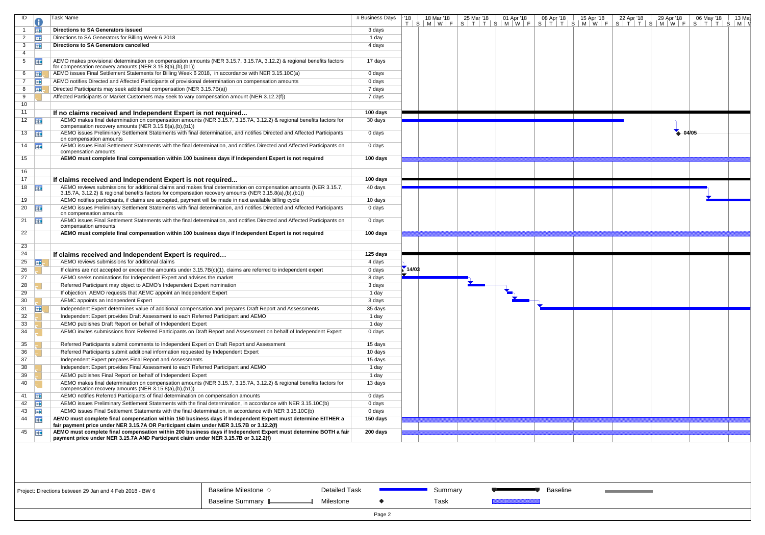| ID | Task Name | # Business Days |
|---|---|---|
| 1 | **Directions to SA Generators issued** | 3 days |
| 2 | Directions to SA Generators for Billing Week 6 2018 | 1 day |
| 3 | **Directions to SA Generators cancelled** | 4 days |
| 4 | | |
| 5 | AEMO makes provisional determination on compensation amounts (NER 3.15.7, 3.15.7A, 3.12.2) & regional benefits factors for compensation recovery amounts (NER 3.15.8(a),(b),(b1)) | 17 days |
| 6 | AEMO issues Final Settlement Statements for Billing Week 6 2018, in accordance with NER 3.15.10C(a) | 0 days |
| 7 | AEMO notifies Directed and Affected Participants of provisional determination on compensation amounts | 0 days |
| 8 | Directed Participants may seek additional compensation (NER 3.15.7B(a)) | 7 days |
| 9 | Affected Participants or Market Customers may seek to vary compensation amount (NER 3.12.2(f)) | 7 days |
| 10 | | |
| 11 | **If no claims received and Independent Expert is not required...** | **100 days** |
| 12 | AEMO makes final determination on compensation amounts (NER 3.15.7, 3.15.7A, 3.12.2) & regional benefits factors for compensation recovery amounts (NER 3.15.8(a),(b),(b1)) | 30 days |
| 13 | AEMO issues Preliminary Settlement Statements with final determination, and notifies Directed and Affected Participants on compensation amounts | 0 days |
| 14 | AEMO issues Final Settlement Statements with the final determination, and notifies Directed and Affected Participants on compensation amounts | 0 days |
| 15 | **AEMO must complete final compensation within 100 business days if Independent Expert is not required** | **100 days** |
| 16 | | |
| 17 | **If claims received and Independent Expert is not required...** | **100 days** |
| 18 | AEMO reviews submissions for additional claims and makes final determination on compensation amounts (NER 3.15.7, 3.15.7A, 3.12.2) & regional benefits factors for compensation recovery amounts (NER 3.15.8(a),(b),(b1)) | 40 days |
| 19 | AEMO notifies participants, if claims are accepted, payment will be made in next available billing cycle | 10 days |
| 20 | AEMO issues Preliminary Settlement Statements with final determination, and notifies Directed and Affected Participants on compensation amounts | 0 days |
| 21 | AEMO issues Final Settlement Statements with the final determination, and notifies Directed and Affected Participants on compensation amounts | 0 days |
| 22 | **AEMO must complete final compensation within 100 business days if Independent Expert is not required** | **100 days** |
| 23 | | |
| 24 | **If claims received and Independent Expert is required...** | **125 days** |
| 25 | AEMO reviews submissions for additional claims | 4 days |
| 26 | If claims are not accepted or exceed the amounts under 3.15.7B(c)(1), claims are referred to independent expert | 0 days |
| 27 | AEMO seeks nominations for Independent Expert and advises the market | 8 days |
| 28 | Referred Participant may object to AEMO's Independent Expert nomination | 3 days |
| 29 | If objection, AEMO requests that AEMC appoint an Independent Expert | 1 day |
| 30 | AEMC appoints an Independent Expert | 3 days |
| 31 | Independent Expert determines value of additional compensation and prepares Draft Report and Assessments | 35 days |
| 32 | Independent Expert provides Draft Assessment to each Referred Participant and AEMO | 1 day |
| 33 | AEMO publishes Draft Report on behalf of Independent Expert | 1 day |
| 34 | AEMO invites submissions from Referred Participants on Draft Report and Assessment on behalf of Independent Expert | 0 days |
| 35 | Referred Participants submit comments to Independent Expert on Draft Report and Assessment | 15 days |
| 36 | Referred Participants submit additional information requested by Independent Expert | 10 days |
| 37 | Independent Expert prepares Final Report and Assessments | 15 days |
| 38 | Independent Expert provides Final Assessment to each Referred Participant and AEMO | 1 day |
| 39 | AEMO publishes Final Report on behalf of Independent Expert | 1 day |
| 40 | AEMO makes final determination on compensation amounts (NER 3.15.7, 3.15.7A, 3.12.2) & regional benefits factors for compensation recovery amounts (NER 3.15.8(a),(b),(b1)) | 13 days |
| 41 | AEMO notifies Referred Participants of final determination on compensation amounts | 0 days |
| 42 | AEMO issues Preliminary Settlement Statements with the final determination, in accordance with NER 3.15.10C(b) | 0 days |
| 43 | AEMO issues Final Settlement Statements with the final determination, in accordance with NER 3.15.10C(b) | 0 days |
| 44 | **AEMO must complete final compensation within 150 business days if Independent Expert must determine EITHER a fair payment price under NER 3.15.7A OR Participant claim under NER 3.15.7B or 3.12.2(f)** | **150 days** |
| 45 | **AEMO must complete final compensation within 200 business days if Independent Expert must determine BOTH a fair payment price under NER 3.15.7A AND Participant claim under NER 3.15.7B or 3.12.2(f)** | **200 days** |

Timeline milestones shown: 14/03 (ID 26), 04/05 (ID 13).

Project: Directions between 29 Jan and 4 Feb 2018 - BW 6

Legend: Baseline Milestone ◇ | Detailed Task | Summary | Baseline | Baseline Summary | Milestone ◆ | Task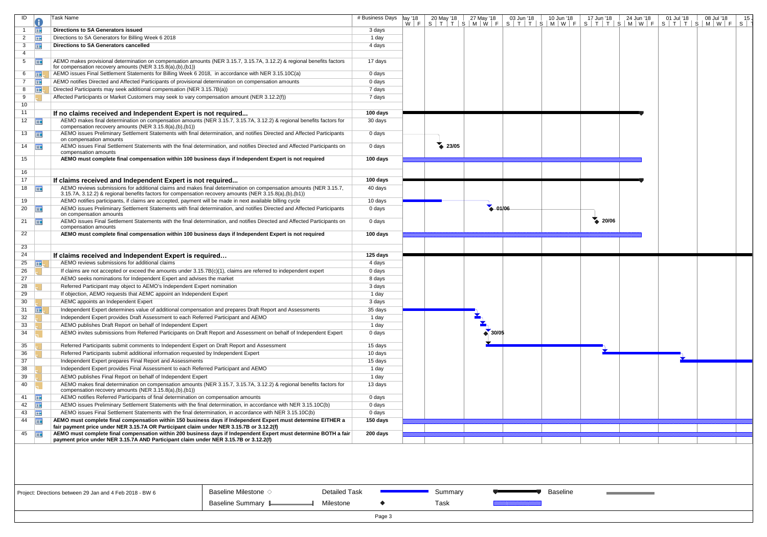| ID | Task Name | # Business Days |
|---|---|---|
| 1 | **Directions to SA Generators issued** | 3 days |
| 2 | Directions to SA Generators for Billing Week 6 2018 | 1 day |
| 3 | **Directions to SA Generators cancelled** | 4 days |
| 4 | | |
| 5 | AEMO makes provisional determination on compensation amounts (NER 3.15.7, 3.15.7A, 3.12.2) & regional benefits factors for compensation recovery amounts (NER 3.15.8(a),(b),(b1)) | 17 days |
| 6 | AEMO issues Final Settlement Statements for Billing Week 6 2018, in accordance with NER 3.15.10C(a) | 0 days |
| 7 | AEMO notifies Directed and Affected Participants of provisional determination on compensation amounts | 0 days |
| 8 | Directed Participants may seek additional compensation (NER 3.15.7B(a)) | 7 days |
| 9 | Affected Participants or Market Customers may seek to vary compensation amount (NER 3.12.2(f)) | 7 days |
| 10 | | |
| 11 | **If no claims received and Independent Expert is not required...** | **100 days** |
| 12 | AEMO makes final determination on compensation amounts (NER 3.15.7, 3.15.7A, 3.12.2) & regional benefits factors for compensation recovery amounts (NER 3.15.8(a),(b),(b1)) | 30 days |
| 13 | AEMO issues Preliminary Settlement Statements with final determination, and notifies Directed and Affected Participants on compensation amounts | 0 days |
| 14 | AEMO issues Final Settlement Statements with the final determination, and notifies Directed and Affected Participants on compensation amounts | 0 days |
| 15 | **AEMO must complete final compensation within 100 business days if Independent Expert is not required** | **100 days** |
| 16 | | |
| 17 | **If claims received and Independent Expert is not required...** | **100 days** |
| 18 | AEMO reviews submissions for additional claims and makes final determination on compensation amounts (NER 3.15.7, 3.15.7A, 3.12.2) & regional benefits factors for compensation recovery amounts (NER 3.15.8(a),(b),(b1)) | 40 days |
| 19 | AEMO notifies participants, if claims are accepted, payment will be made in next available billing cycle | 10 days |
| 20 | AEMO issues Preliminary Settlement Statements with final determination, and notifies Directed and Affected Participants on compensation amounts | 0 days |
| 21 | AEMO issues Final Settlement Statements with the final determination, and notifies Directed and Affected Participants on compensation amounts | 0 days |
| 22 | **AEMO must complete final compensation within 100 business days if Independent Expert is not required** | **100 days** |
| 23 | | |
| 24 | **If claims received and Independent Expert is required…** | **125 days** |
| 25 | AEMO reviews submissions for additional claims | 4 days |
| 26 | If claims are not accepted or exceed the amounts under 3.15.7B(c)(1), claims are referred to independent expert | 0 days |
| 27 | AEMO seeks nominations for Independent Expert and advises the market | 8 days |
| 28 | Referred Participant may object to AEMO's Independent Expert nomination | 3 days |
| 29 | If objection, AEMO requests that AEMC appoint an Independent Expert | 1 day |
| 30 | AEMC appoints an Independent Expert | 3 days |
| 31 | Independent Expert determines value of additional compensation and prepares Draft Report and Assessments | 35 days |
| 32 | Independent Expert provides Draft Assessment to each Referred Participant and AEMO | 1 day |
| 33 | AEMO publishes Draft Report on behalf of Independent Expert | 1 day |
| 34 | AEMO invites submissions from Referred Participants on Draft Report and Assessment on behalf of Independent Expert | 0 days |
| 35 | Referred Participants submit comments to Independent Expert on Draft Report and Assessment | 15 days |
| 36 | Referred Participants submit additional information requested by Independent Expert | 10 days |
| 37 | Independent Expert prepares Final Report and Assessments | 15 days |
| 38 | Independent Expert provides Final Assessment to each Referred Participant and AEMO | 1 day |
| 39 | AEMO publishes Final Report on behalf of Independent Expert | 1 day |
| 40 | AEMO makes final determination on compensation amounts (NER 3.15.7, 3.15.7A, 3.12.2) & regional benefits factors for compensation recovery amounts (NER 3.15.8(a),(b),(b1)) | 13 days |
| 41 | AEMO notifies Referred Participants of final determination on compensation amounts | 0 days |
| 42 | AEMO issues Preliminary Settlement Statements with the final determination, in accordance with NER 3.15.10C(b) | 0 days |
| 43 | AEMO issues Final Settlement Statements with the final determination, in accordance with NER 3.15.10C(b) | 0 days |
| 44 | **AEMO must complete final compensation within 150 business days if Independent Expert must determine EITHER a fair payment price under NER 3.15.7A OR Participant claim under NER 3.15.7B or 3.12.2(f)** | **150 days** |
| 45 | **AEMO must complete final compensation within 200 business days if Independent Expert must determine BOTH a fair payment price under NER 3.15.7A AND Participant claim under NER 3.15.7B or 3.12.2(f)** | **200 days** |

Milestones shown: 23/05 (ID 14), 01/06 (ID 20), 20/06 (ID 21), 30/05 (ID 34).

Project: Directions between 29 Jan and 4 Feb 2018 - BW 6

Legend: Baseline Milestone ◇ | Detailed Task | Summary | Baseline | Baseline Summary | Milestone ◆ | Task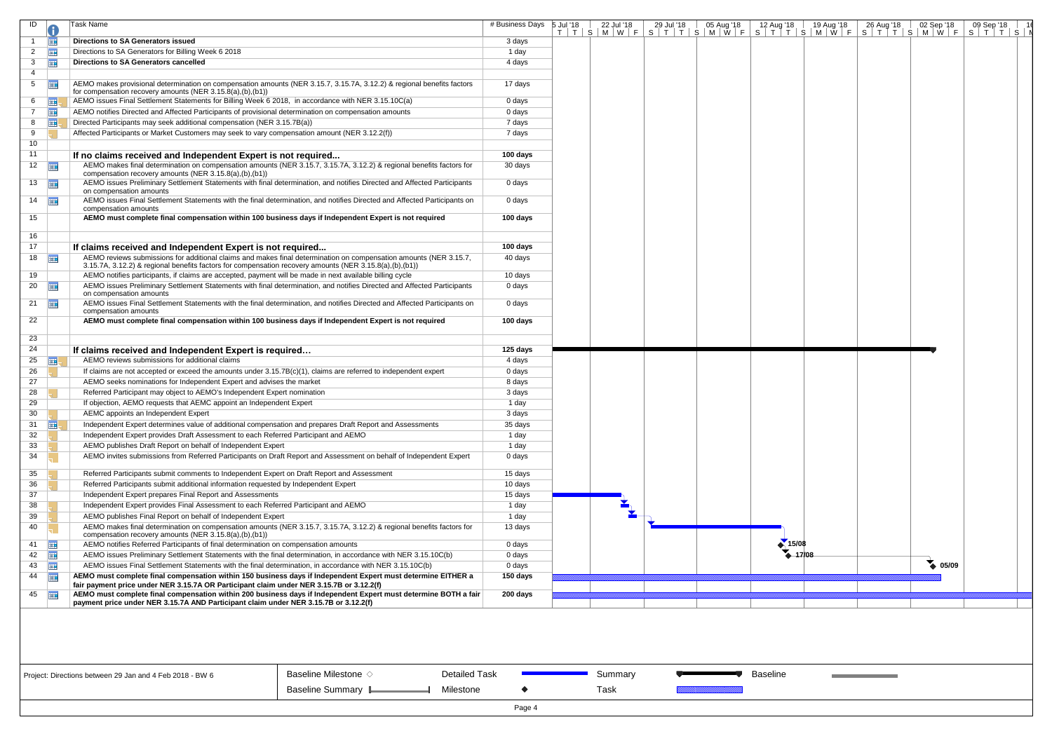| ID | Task Name | # Business Days |
|---|---|---|
| 1 | **Directions to SA Generators issued** | 3 days |
| 2 | Directions to SA Generators for Billing Week 6 2018 | 1 day |
| 3 | **Directions to SA Generators cancelled** | 4 days |
| 4 | | |
| 5 | AEMO makes provisional determination on compensation amounts (NER 3.15.7, 3.15.7A, 3.12.2) & regional benefits factors for compensation recovery amounts (NER 3.15.8(a),(b),(b1)) | 17 days |
| 6 | AEMO issues Final Settlement Statements for Billing Week 6 2018, in accordance with NER 3.15.10C(a) | 0 days |
| 7 | AEMO notifies Directed and Affected Participants of provisional determination on compensation amounts | 0 days |
| 8 | Directed Participants may seek additional compensation (NER 3.15.7B(a)) | 7 days |
| 9 | Affected Participants or Market Customers may seek to vary compensation amount (NER 3.12.2(f)) | 7 days |
| 10 | | |
| 11 | **If no claims received and Independent Expert is not required...** | **100 days** |
| 12 | AEMO makes final determination on compensation amounts (NER 3.15.7, 3.15.7A, 3.12.2) & regional benefits factors for compensation recovery amounts (NER 3.15.8(a),(b),(b1)) | 30 days |
| 13 | AEMO issues Preliminary Settlement Statements with final determination, and notifies Directed and Affected Participants on compensation amounts | 0 days |
| 14 | AEMO issues Final Settlement Statements with the final determination, and notifies Directed and Affected Participants on compensation amounts | 0 days |
| 15 | **AEMO must complete final compensation within 100 business days if Independent Expert is not required** | **100 days** |
| 16 | | |
| 17 | **If claims received and Independent Expert is not required...** | **100 days** |
| 18 | AEMO reviews submissions for additional claims and makes final determination on compensation amounts (NER 3.15.7, 3.15.7A, 3.12.2) & regional benefits factors for compensation recovery amounts (NER 3.15.8(a),(b),(b1)) | 40 days |
| 19 | AEMO notifies participants, if claims are accepted, payment will be made in next available billing cycle | 10 days |
| 20 | AEMO issues Preliminary Settlement Statements with final determination, and notifies Directed and Affected Participants on compensation amounts | 0 days |
| 21 | AEMO issues Final Settlement Statements with the final determination, and notifies Directed and Affected Participants on compensation amounts | 0 days |
| 22 | **AEMO must complete final compensation within 100 business days if Independent Expert is not required** | **100 days** |
| 23 | | |
| 24 | **If claims received and Independent Expert is required...** | **125 days** |
| 25 | AEMO reviews submissions for additional claims | 4 days |
| 26 | If claims are not accepted or exceed the amounts under 3.15.7B(c)(1), claims are referred to independent expert | 0 days |
| 27 | AEMO seeks nominations for Independent Expert and advises the market | 8 days |
| 28 | Referred Participant may object to AEMO's Independent Expert nomination | 3 days |
| 29 | If objection, AEMO requests that AEMC appoint an Independent Expert | 1 day |
| 30 | AEMC appoints an Independent Expert | 3 days |
| 31 | Independent Expert determines value of additional compensation and prepares Draft Report and Assessments | 35 days |
| 32 | Independent Expert provides Draft Assessment to each Referred Participant and AEMO | 1 day |
| 33 | AEMO publishes Draft Report on behalf of Independent Expert | 1 day |
| 34 | AEMO invites submissions from Referred Participants on Draft Report and Assessment on behalf of Independent Expert | 0 days |
| 35 | Referred Participants submit comments to Independent Expert on Draft Report and Assessment | 15 days |
| 36 | Referred Participants submit additional information requested by Independent Expert | 10 days |
| 37 | Independent Expert prepares Final Report and Assessments | 15 days |
| 38 | Independent Expert provides Final Assessment to each Referred Participant and AEMO | 1 day |
| 39 | AEMO publishes Final Report on behalf of Independent Expert | 1 day |
| 40 | AEMO makes final determination on compensation amounts (NER 3.15.7, 3.15.7A, 3.12.2) & regional benefits factors for compensation recovery amounts (NER 3.15.8(a),(b),(b1)) | 13 days |
| 41 | AEMO notifies Referred Participants of final determination on compensation amounts | 0 days |
| 42 | AEMO issues Preliminary Settlement Statements with the final determination, in accordance with NER 3.15.10C(b) | 0 days |
| 43 | AEMO issues Final Settlement Statements with the final determination, in accordance with NER 3.15.10C(b) | 0 days |
| 44 | **AEMO must complete final compensation within 150 business days if Independent Expert is required and must determine EITHER a fair payment price under NER 3.15.7A OR Participant claim under NER 3.15.7B or 3.12.2(f)** | **150 days** |
| 45 | **AEMO must complete final compensation within 200 business days if Independent Expert is required and must determine BOTH a fair payment price under NER 3.15.7A AND Participant claim under NER 3.15.7B or 3.12.2(f)** | **200 days** |

Milestones: 15/08 (ID 41), 17/08 (ID 42), 05/09 (ID 43)

Project: Directions between 29 Jan and 4 Feb 2018 - BW 6

Legend: Baseline Milestone ◇ | Detailed Task | Summary | Baseline | Baseline Summary | Milestone ◆ | Task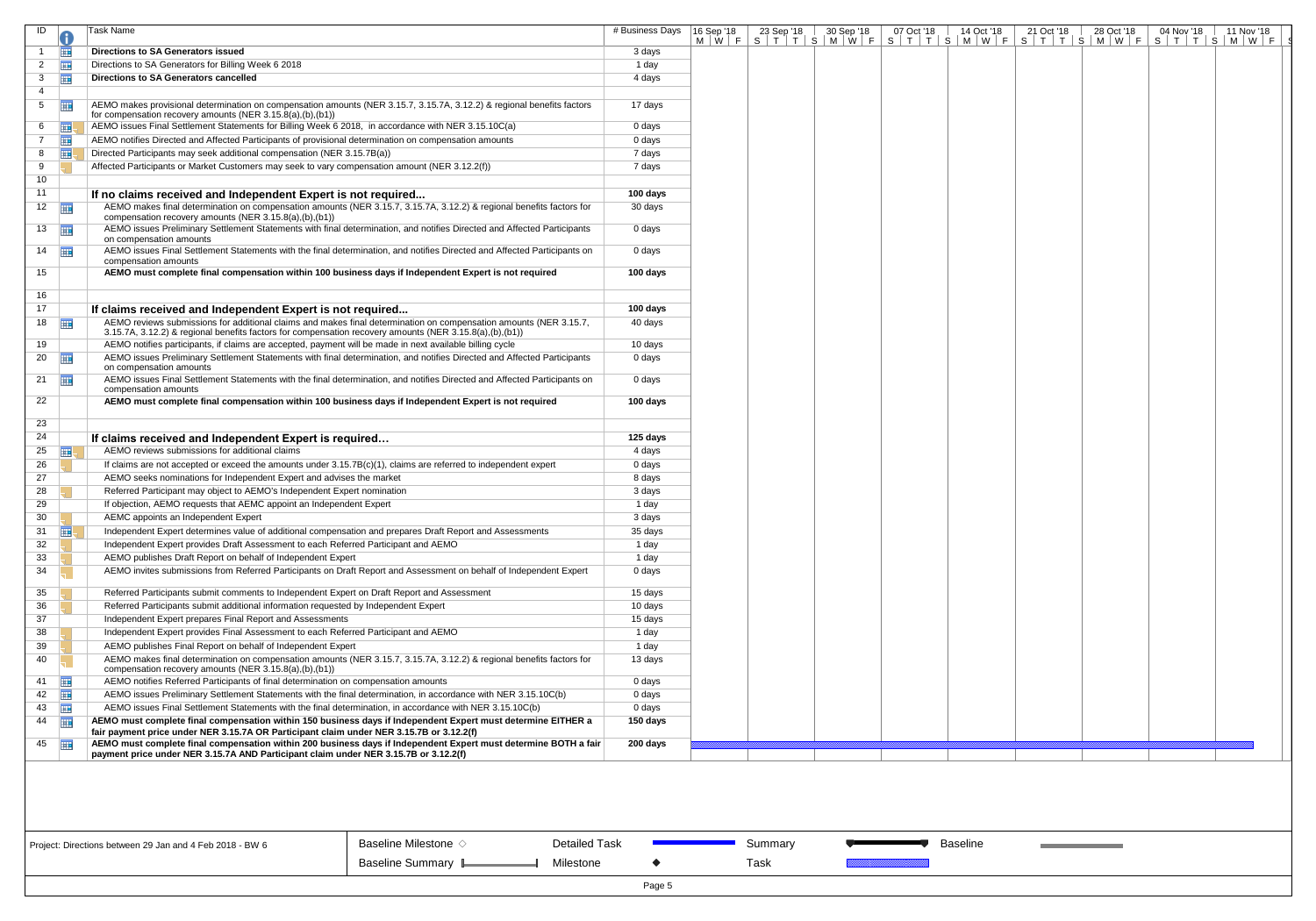| ID | Task Name | # Business Days |
|---|---|---|
| 1 | **Directions to SA Generators issued** | 3 days |
| 2 | Directions to SA Generators for Billing Week 6 2018 | 1 day |
| 3 | **Directions to SA Generators cancelled** | 4 days |
| 4 | | |
| 5 | AEMO makes provisional determination on compensation amounts (NER 3.15.7, 3.15.7A, 3.12.2) & regional benefits factors for compensation recovery amounts (NER 3.15.8(a),(b),(b1)) | 17 days |
| 6 | AEMO issues Final Settlement Statements for Billing Week 6 2018, in accordance with NER 3.15.10C(a) | 0 days |
| 7 | AEMO notifies Directed and Affected Participants of provisional determination on compensation amounts | 0 days |
| 8 | Directed Participants may seek additional compensation (NER 3.15.7B(a)) | 7 days |
| 9 | Affected Participants or Market Customers may seek to vary compensation amount (NER 3.12.2(f)) | 7 days |
| 10 | | |
| 11 | **If no claims received and Independent Expert is not required...** | **100 days** |
| 12 | AEMO makes final determination on compensation amounts (NER 3.15.7, 3.15.7A, 3.12.2) & regional benefits factors for compensation recovery amounts (NER 3.15.8(a),(b),(b1)) | 30 days |
| 13 | AEMO issues Preliminary Settlement Statements with final determination, and notifies Directed and Affected Participants on compensation amounts | 0 days |
| 14 | AEMO issues Final Settlement Statements with the final determination, and notifies Directed and Affected Participants on compensation amounts | 0 days |
| 15 | **AEMO must complete final compensation within 100 business days if Independent Expert is not required** | **100 days** |
| 16 | | |
| 17 | **If claims received and Independent Expert is not required...** | **100 days** |
| 18 | AEMO reviews submissions for additional claims and makes final determination on compensation amounts (NER 3.15.7, 3.15.7A, 3.12.2) & regional benefits factors for compensation recovery amounts (NER 3.15.8(a),(b),(b1)) | 40 days |
| 19 | AEMO notifies participants, if claims are accepted, payment will be made in next available billing cycle | 10 days |
| 20 | AEMO issues Preliminary Settlement Statements with final determination, and notifies Directed and Affected Participants on compensation amounts | 0 days |
| 21 | AEMO issues Final Settlement Statements with the final determination, and notifies Directed and Affected Participants on compensation amounts | 0 days |
| 22 | **AEMO must complete final compensation within 100 business days if Independent Expert is not required** | **100 days** |
| 23 | | |
| 24 | **If claims received and Independent Expert is required…** | **125 days** |
| 25 | AEMO reviews submissions for additional claims | 4 days |
| 26 | If claims are not accepted or exceed the amounts under 3.15.7B(c)(1), claims are referred to independent expert | 0 days |
| 27 | AEMO seeks nominations for Independent Expert and advises the market | 8 days |
| 28 | Referred Participant may object to AEMO's Independent Expert nomination | 3 days |
| 29 | If objection, AEMO requests that AEMC appoint an Independent Expert | 1 day |
| 30 | AEMC appoints an Independent Expert | 3 days |
| 31 | Independent Expert determines value of additional compensation and prepares Draft Report and Assessments | 35 days |
| 32 | Independent Expert provides Draft Assessment to each Referred Participant and AEMO | 1 day |
| 33 | AEMO publishes Draft Report on behalf of Independent Expert | 1 day |
| 34 | AEMO invites submissions from Referred Participants on Draft Report and Assessment on behalf of Independent Expert | 0 days |
| 35 | Referred Participants submit comments to Independent Expert on Draft Report and Assessment | 15 days |
| 36 | Referred Participants submit additional information requested by Independent Expert | 10 days |
| 37 | Independent Expert prepares Final Report and Assessments | 15 days |
| 38 | Independent Expert provides Final Assessment to each Referred Participant and AEMO | 1 day |
| 39 | AEMO publishes Final Report on behalf of Independent Expert | 1 day |
| 40 | AEMO makes final determination on compensation amounts (NER 3.15.7, 3.15.7A, 3.12.2) & regional benefits factors for compensation recovery amounts (NER 3.15.8(a),(b),(b1)) | 13 days |
| 41 | AEMO notifies Referred Participants of final determination on compensation amounts | 0 days |
| 42 | AEMO issues Preliminary Settlement Statements with the final determination, in accordance with NER 3.15.10C(b) | 0 days |
| 43 | AEMO issues Final Settlement Statements with the final determination, in accordance with NER 3.15.10C(b) | 0 days |
| 44 | **AEMO must complete final compensation within 150 business days if Independent Expert must determine EITHER a fair payment price under NER 3.15.7A OR Participant claim under NER 3.15.7B or 3.12.2(f)** | **150 days** |
| 45 | **AEMO must complete final compensation within 200 business days if Independent Expert must determine BOTH a fair payment price under NER 3.15.7A AND Participant claim under NER 3.15.7B or 3.12.2(f)** | **200 days** |

Timeline: 16 Sep '18 | 23 Sep '18 | 30 Sep '18 | 07 Oct '18 | 14 Oct '18 | 21 Oct '18 | 28 Oct '18 | 04 Nov '18 | 11 Nov '18

Project: Directions between 29 Jan and 4 Feb 2018 - BW 6

Baseline Milestone ◇ | Detailed Task | Summary | Baseline
Baseline Summary | Milestone ◆ | Task